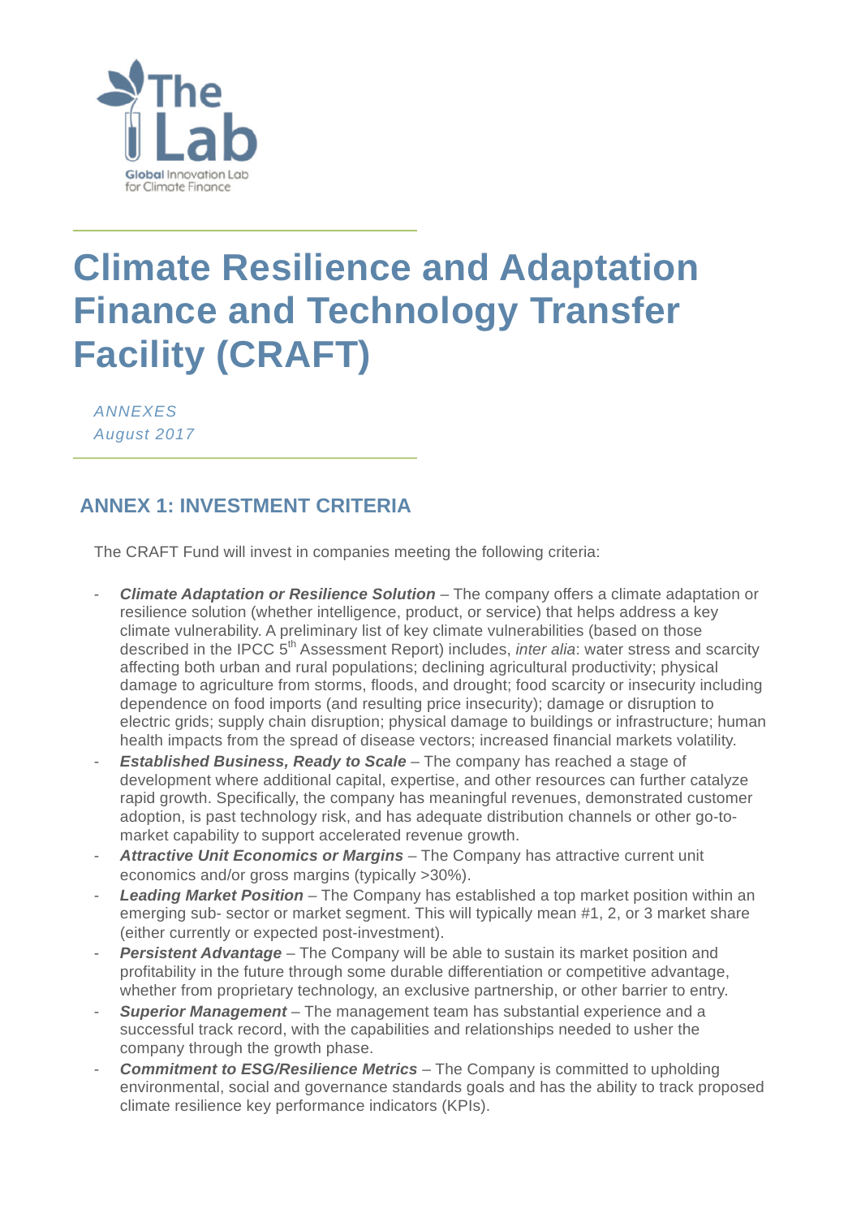The Lab

Global Innovation Lab for Climate Finance

# Climate Resilience and Adaptation Finance and Technology Transfer Facility (CRAFT)

*ANNEXES*
*August 2017*

## ANNEX 1: INVESTMENT CRITERIA

The CRAFT Fund will invest in companies meeting the following criteria:

- ***Climate Adaptation or Resilience Solution*** – The company offers a climate adaptation or resilience solution (whether intelligence, product, or service) that helps address a key climate vulnerability. A preliminary list of key climate vulnerabilities (based on those described in the IPCC 5th Assessment Report) includes, *inter alia*: water stress and scarcity affecting both urban and rural populations; declining agricultural productivity; physical damage to agriculture from storms, floods, and drought; food scarcity or insecurity including dependence on food imports (and resulting price insecurity); damage or disruption to electric grids; supply chain disruption; physical damage to buildings or infrastructure; human health impacts from the spread of disease vectors; increased financial markets volatility.
- ***Established Business, Ready to Scale*** – The company has reached a stage of development where additional capital, expertise, and other resources can further catalyze rapid growth. Specifically, the company has meaningful revenues, demonstrated customer adoption, is past technology risk, and has adequate distribution channels or other go-to-market capability to support accelerated revenue growth.
- ***Attractive Unit Economics or Margins*** – The Company has attractive current unit economics and/or gross margins (typically >30%).
- ***Leading Market Position*** – The Company has established a top market position within an emerging sub- sector or market segment. This will typically mean #1, 2, or 3 market share (either currently or expected post-investment).
- ***Persistent Advantage*** – The Company will be able to sustain its market position and profitability in the future through some durable differentiation or competitive advantage, whether from proprietary technology, an exclusive partnership, or other barrier to entry.
- ***Superior Management*** – The management team has substantial experience and a successful track record, with the capabilities and relationships needed to usher the company through the growth phase.
- ***Commitment to ESG/Resilience Metrics*** – The Company is committed to upholding environmental, social and governance standards goals and has the ability to track proposed climate resilience key performance indicators (KPIs).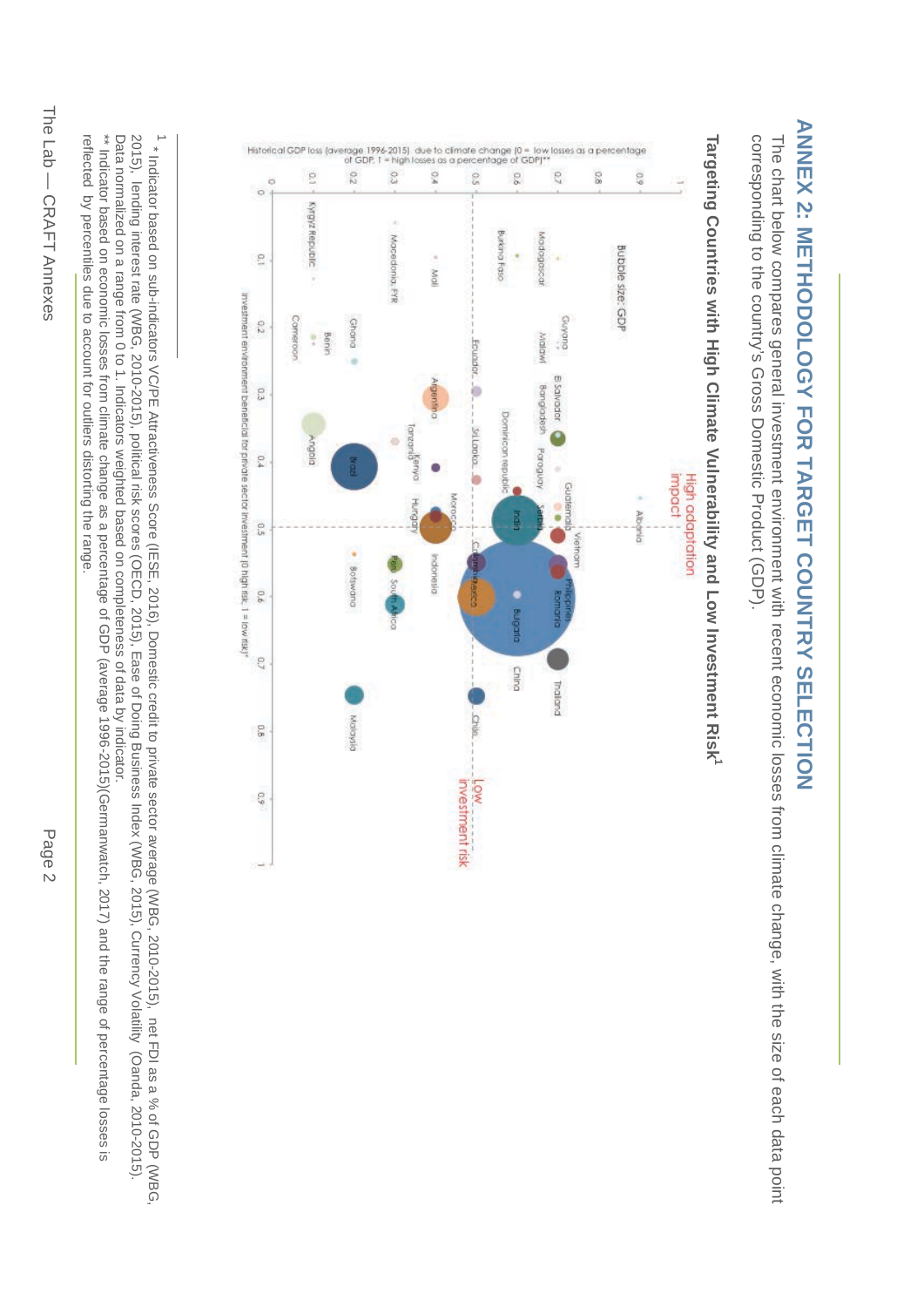# ANNEX 2: METHODOLOGY FOR TARGET COUNTRY SELECTION

The chart below compares general investment environment with recent economic losses from climate change, with the size of each data point corresponding to the country's Gross Domestic Product (GDP).

## Targeting Countries with High Climate Vulnerability and Low Investment Risk[1]

Bubble size: GDP

High adaptation impact

Low investment risk

Historical GDP loss (average 1996-2015) due to climate change (0 = low losses as a percentage of GDP, 1 = high losses as a percentage of GDP)**

Investment environment beneficial for private sector investment (0 high risk, 1 = low risk)*

---

[1] * Indicator based on sub-indicators VC/PE Attractiveness Score (IESE, 2016), Domestic credit to private sector average (WBG, 2010-2015), net FDI as a % of GDP (WBG, 2015), lending interest rate (WBG, 2010-2015), political risk scores (OECD, 2015), Ease of Doing Business Index (WBG, 2015), Currency Volatility (Oanda, 2010-2015). Data normalized on a range from 0 to 1. Indicators weighted based on completeness of data by indicator.
** Indicator based on economic losses from climate change as a percentage of GDP (average 1996-2015)(Germanwatch, 2017) and the range of percentage losses is reflected by percentiles due to account for outliers distorting the range.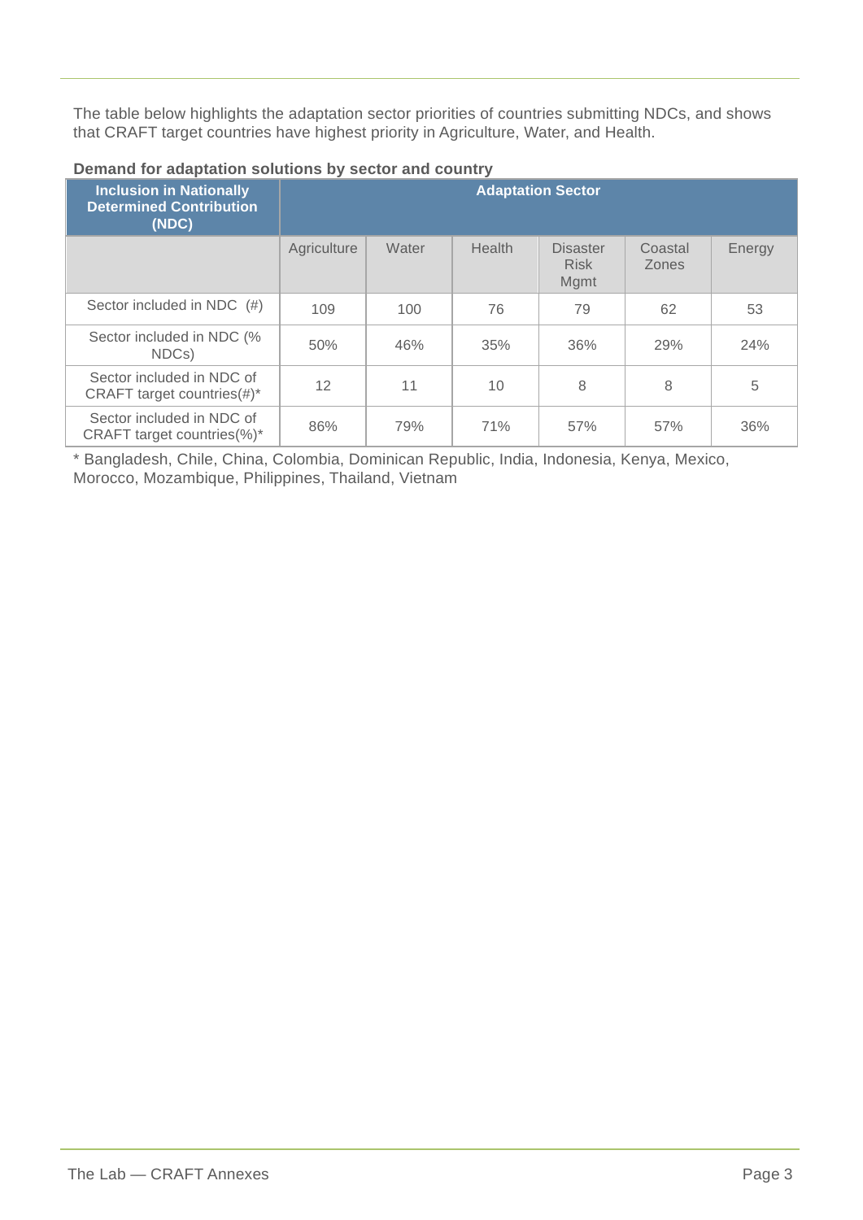The table below highlights the adaptation sector priorities of countries submitting NDCs, and shows that CRAFT target countries have highest priority in Agriculture, Water, and Health.

**Demand for adaptation solutions by sector and country**

| Inclusion in Nationally Determined Contribution (NDC) | Adaptation Sector | | | | | |
|---|---|---|---|---|---|---|
| | Agriculture | Water | Health | Disaster Risk Mgmt | Coastal Zones | Energy |
| Sector included in NDC (#) | 109 | 100 | 76 | 79 | 62 | 53 |
| Sector included in NDC (% NDCs) | 50% | 46% | 35% | 36% | 29% | 24% |
| Sector included in NDC of CRAFT target countries(#)* | 12 | 11 | 10 | 8 | 8 | 5 |
| Sector included in NDC of CRAFT target countries(%)* | 86% | 79% | 71% | 57% | 57% | 36% |

* Bangladesh, Chile, China, Colombia, Dominican Republic, India, Indonesia, Kenya, Mexico, Morocco, Mozambique, Philippines, Thailand, Vietnam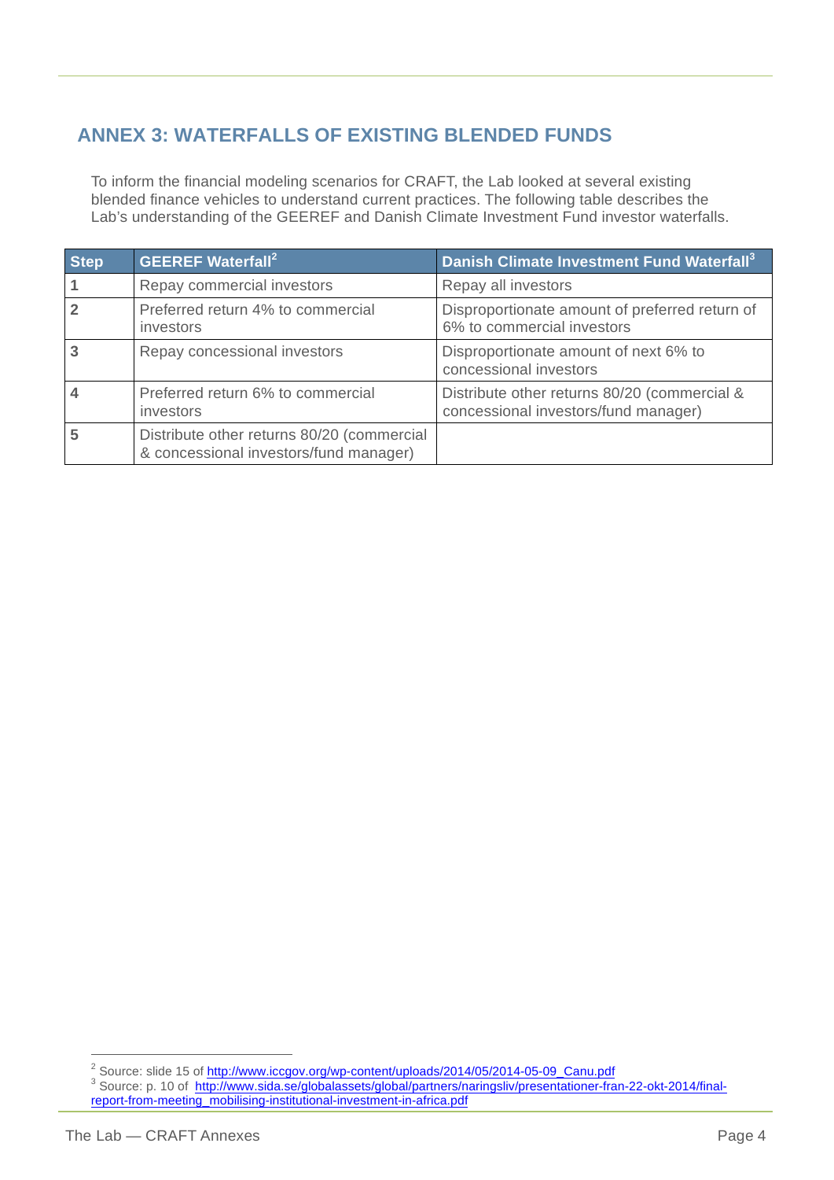## ANNEX 3: WATERFALLS OF EXISTING BLENDED FUNDS

To inform the financial modeling scenarios for CRAFT, the Lab looked at several existing blended finance vehicles to understand current practices. The following table describes the Lab's understanding of the GEEREF and Danish Climate Investment Fund investor waterfalls.

| Step | GEEREF Waterfall[2] | Danish Climate Investment Fund Waterfall[3] |
|---|---|---|
| 1 | Repay commercial investors | Repay all investors |
| 2 | Preferred return 4% to commercial investors | Disproportionate amount of preferred return of 6% to commercial investors |
| 3 | Repay concessional investors | Disproportionate amount of next 6% to concessional investors |
| 4 | Preferred return 6% to commercial investors | Distribute other returns 80/20 (commercial & concessional investors/fund manager) |
| 5 | Distribute other returns 80/20 (commercial & concessional investors/fund manager) | |

[2] Source: slide 15 of http://www.iccgov.org/wp-content/uploads/2014/05/2014-05-09_Canu.pdf

[3] Source: p. 10 of http://www.sida.se/globalassets/global/partners/naringsliv/presentationer-fran-22-okt-2014/final-report-from-meeting_mobilising-institutional-investment-in-africa.pdf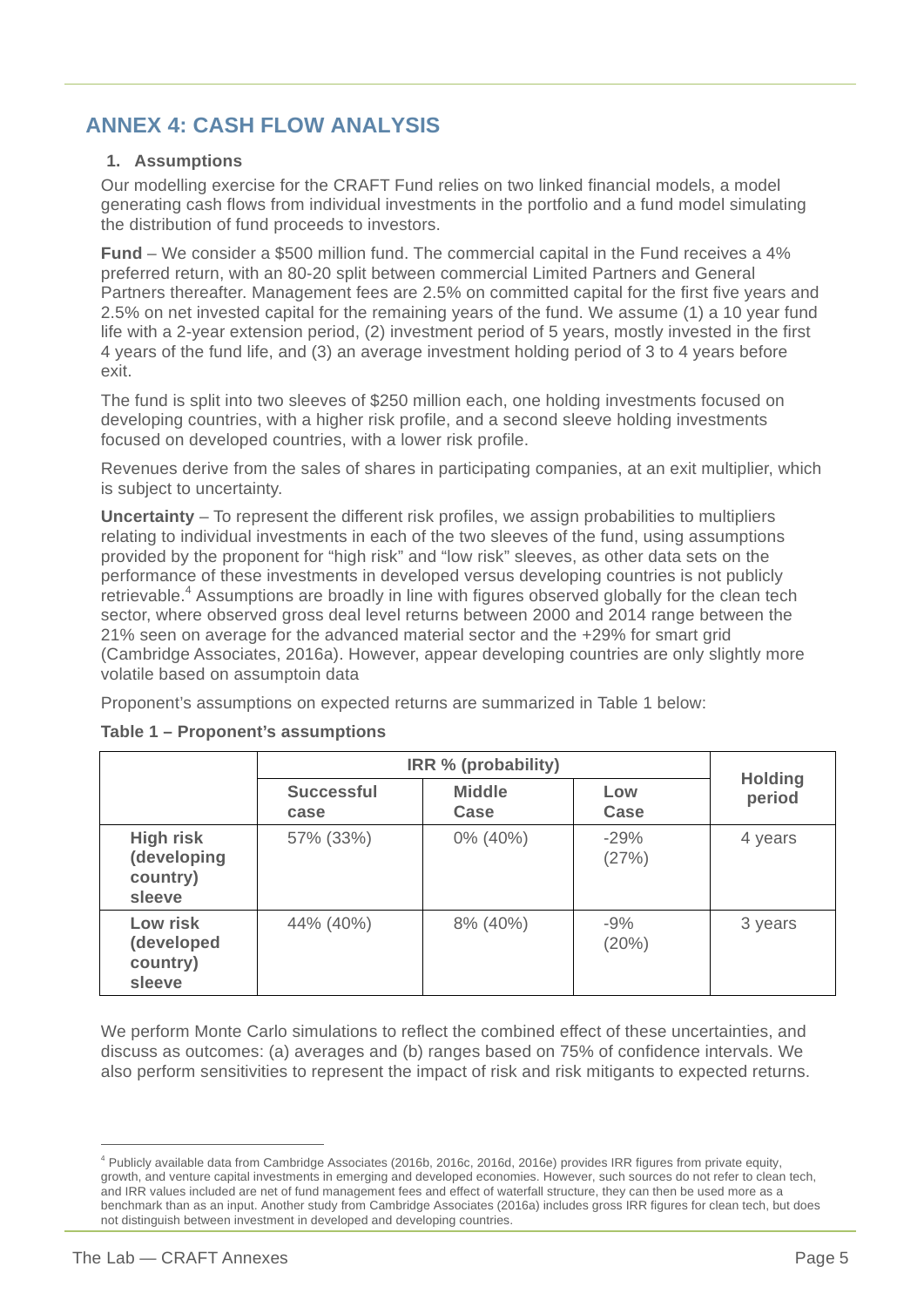## ANNEX 4: CASH FLOW ANALYSIS

### 1. Assumptions

Our modelling exercise for the CRAFT Fund relies on two linked financial models, a model generating cash flows from individual investments in the portfolio and a fund model simulating the distribution of fund proceeds to investors.

**Fund** – We consider a $500 million fund. The commercial capital in the Fund receives a 4% preferred return, with an 80-20 split between commercial Limited Partners and General Partners thereafter. Management fees are 2.5% on committed capital for the first five years and 2.5% on net invested capital for the remaining years of the fund. We assume (1) a 10 year fund life with a 2-year extension period, (2) investment period of 5 years, mostly invested in the first 4 years of the fund life, and (3) an average investment holding period of 3 to 4 years before exit.

The fund is split into two sleeves of $250 million each, one holding investments focused on developing countries, with a higher risk profile, and a second sleeve holding investments focused on developed countries, with a lower risk profile.

Revenues derive from the sales of shares in participating companies, at an exit multiplier, which is subject to uncertainty.

**Uncertainty** – To represent the different risk profiles, we assign probabilities to multipliers relating to individual investments in each of the two sleeves of the fund, using assumptions provided by the proponent for "high risk" and "low risk" sleeves, as other data sets on the performance of these investments in developed versus developing countries is not publicly retrievable.[4] Assumptions are broadly in line with figures observed globally for the clean tech sector, where observed gross deal level returns between 2000 and 2014 range between the 21% seen on average for the advanced material sector and the +29% for smart grid (Cambridge Associates, 2016a). However, appear developing countries are only slightly more volatile based on assumptoin data

Proponent's assumptions on expected returns are summarized in Table 1 below:

**Table 1 – Proponent's assumptions**

| | IRR % (probability) | | | Holding period |
|---|---|---|---|---|
| | **Successful case** | **Middle Case** | **Low Case** | |
| **High risk (developing country) sleeve** | 57% (33%) | 0% (40%) | -29% (27%) | 4 years |
| **Low risk (developed country) sleeve** | 44% (40%) | 8% (40%) | -9% (20%) | 3 years |

We perform Monte Carlo simulations to reflect the combined effect of these uncertainties, and discuss as outcomes: (a) averages and (b) ranges based on 75% of confidence intervals. We also perform sensitivities to represent the impact of risk and risk mitigants to expected returns.

[4] Publicly available data from Cambridge Associates (2016b, 2016c, 2016d, 2016e) provides IRR figures from private equity, growth, and venture capital investments in emerging and developed economies. However, such sources do not refer to clean tech, and IRR values included are net of fund management fees and effect of waterfall structure, they can then be used more as a benchmark than as an input. Another study from Cambridge Associates (2016a) includes gross IRR figures for clean tech, but does not distinguish between investment in developed and developing countries.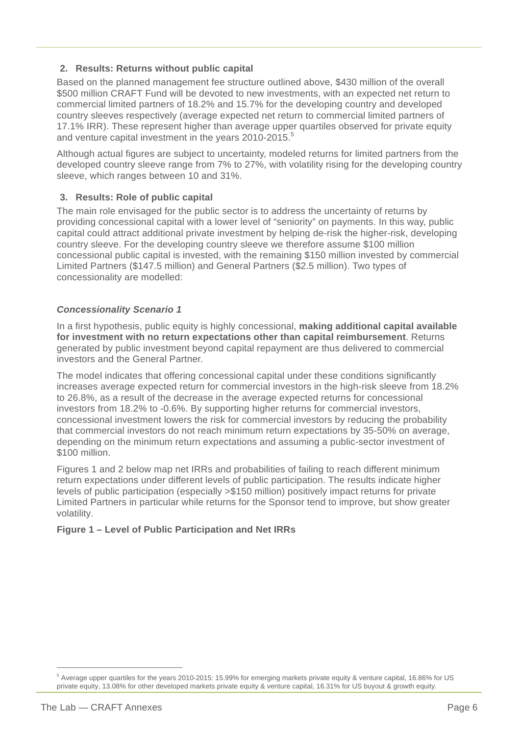## 2. Results: Returns without public capital

Based on the planned management fee structure outlined above, \$430 million of the overall \$500 million CRAFT Fund will be devoted to new investments, with an expected net return to commercial limited partners of 18.2% and 15.7% for the developing country and developed country sleeves respectively (average expected net return to commercial limited partners of 17.1% IRR). These represent higher than average upper quartiles observed for private equity and venture capital investment in the years 2010-2015.[5]

Although actual figures are subject to uncertainty, modeled returns for limited partners from the developed country sleeve range from 7% to 27%, with volatility rising for the developing country sleeve, which ranges between 10 and 31%.

## 3. Results: Role of public capital

The main role envisaged for the public sector is to address the uncertainty of returns by providing concessional capital with a lower level of "seniority" on payments. In this way, public capital could attract additional private investment by helping de-risk the higher-risk, developing country sleeve. For the developing country sleeve we therefore assume \$100 million concessional public capital is invested, with the remaining \$150 million invested by commercial Limited Partners (\$147.5 million) and General Partners (\$2.5 million). Two types of concessionality are modelled:

### *Concessionality Scenario 1*

In a first hypothesis, public equity is highly concessional, **making additional capital available for investment with no return expectations other than capital reimbursement**. Returns generated by public investment beyond capital repayment are thus delivered to commercial investors and the General Partner.

The model indicates that offering concessional capital under these conditions significantly increases average expected return for commercial investors in the high-risk sleeve from 18.2% to 26.8%, as a result of the decrease in the average expected returns for concessional investors from 18.2% to -0.6%. By supporting higher returns for commercial investors, concessional investment lowers the risk for commercial investors by reducing the probability that commercial investors do not reach minimum return expectations by 35-50% on average, depending on the minimum return expectations and assuming a public-sector investment of \$100 million.

Figures 1 and 2 below map net IRRs and probabilities of failing to reach different minimum return expectations under different levels of public participation. The results indicate higher levels of public participation (especially >\$150 million) positively impact returns for private Limited Partners in particular while returns for the Sponsor tend to improve, but show greater volatility.

**Figure 1 – Level of Public Participation and Net IRRs**

[5] Average upper quartiles for the years 2010-2015: 15.99% for emerging markets private equity & venture capital, 16.86% for US private equity, 13.08% for other developed markets private equity & venture capital, 16.31% for US buyout & growth equity.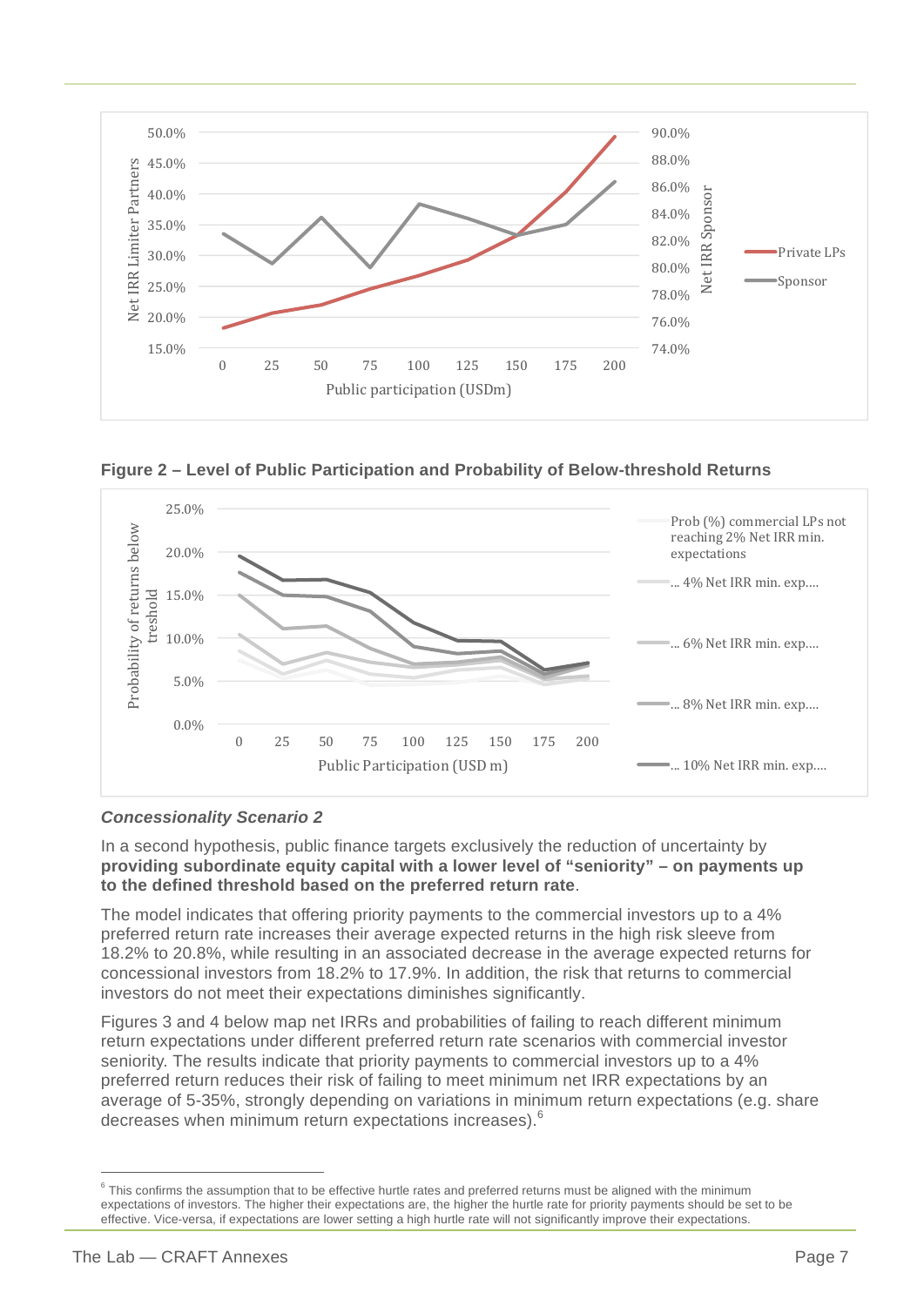**Figure 2 – Level of Public Participation and Probability of Below-threshold Returns**

***Concessionality Scenario 2***

In a second hypothesis, public finance targets exclusively the reduction of uncertainty by **providing subordinate equity capital with a lower level of "seniority" – on payments up to the defined threshold based on the preferred return rate**.

The model indicates that offering priority payments to the commercial investors up to a 4% preferred return rate increases their average expected returns in the high risk sleeve from 18.2% to 20.8%, while resulting in an associated decrease in the average expected returns for concessional investors from 18.2% to 17.9%. In addition, the risk that returns to commercial investors do not meet their expectations diminishes significantly.

Figures 3 and 4 below map net IRRs and probabilities of failing to reach different minimum return expectations under different preferred return rate scenarios with commercial investor seniority. The results indicate that priority payments to commercial investors up to a 4% preferred return reduces their risk of failing to meet minimum net IRR expectations by an average of 5-35%, strongly depending on variations in minimum return expectations (e.g. share decreases when minimum return expectations increases).[6]

---

[6] This confirms the assumption that to be effective hurtle rates and preferred returns must be aligned with the minimum expectations of investors. The higher their expectations are, the higher the hurtle rate for priority payments should be set to be effective. Vice-versa, if expectations are lower setting a high hurtle rate will not significantly improve their expectations.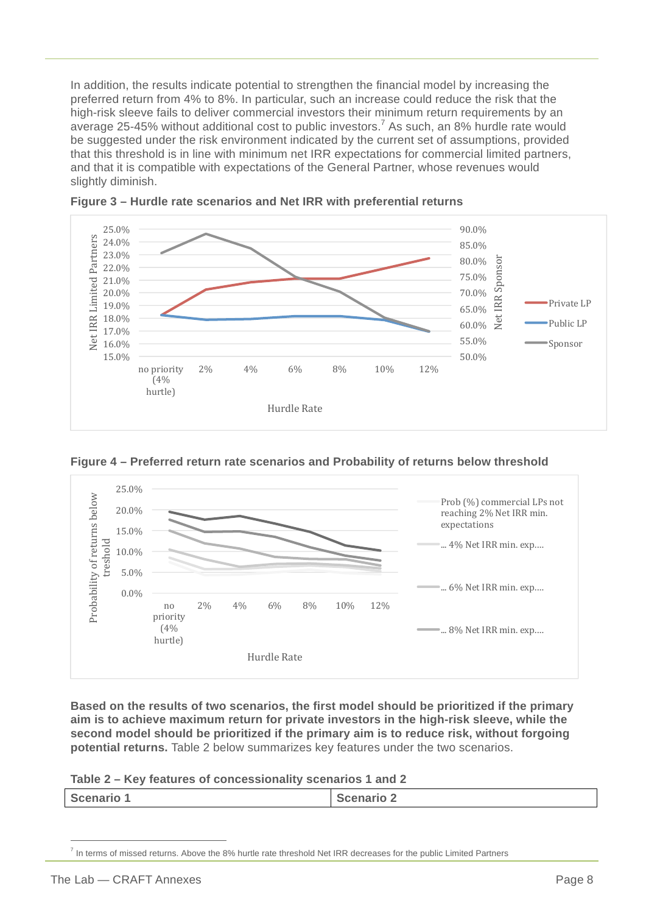In addition, the results indicate potential to strengthen the financial model by increasing the preferred return from 4% to 8%. In particular, such an increase could reduce the risk that the high-risk sleeve fails to deliver commercial investors their minimum return requirements by an average 25-45% without additional cost to public investors.[7] As such, an 8% hurdle rate would be suggested under the risk environment indicated by the current set of assumptions, provided that this threshold is in line with minimum net IRR expectations for commercial limited partners, and that it is compatible with expectations of the General Partner, whose revenues would slightly diminish.

**Figure 3 – Hurdle rate scenarios and Net IRR with preferential returns**

**Figure 4 – Preferred return rate scenarios and Probability of returns below threshold**

**Based on the results of two scenarios, the first model should be prioritized if the primary aim is to achieve maximum return for private investors in the high-risk sleeve, while the second model should be prioritized if the primary aim is to reduce risk, without forgoing potential returns.** Table 2 below summarizes key features under the two scenarios.

**Table 2 – Key features of concessionality scenarios 1 and 2**

| Scenario 1 | Scenario 2 |
|---|---|

[7] In terms of missed returns. Above the 8% hurtle rate threshold Net IRR decreases for the public Limited Partners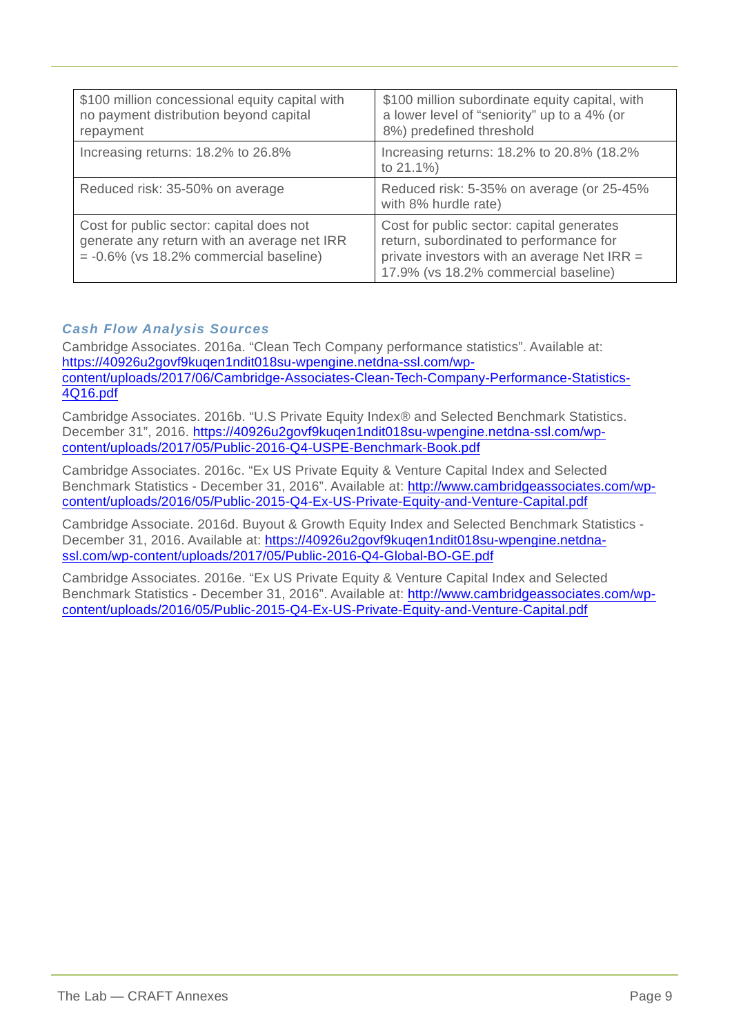| $100 million concessional equity capital with no payment distribution beyond capital repayment | $100 million subordinate equity capital, with a lower level of "seniority" up to a 4% (or 8%) predefined threshold |
|---|---|
| Increasing returns: 18.2% to 26.8% | Increasing returns: 18.2% to 20.8% (18.2% to 21.1%) |
| Reduced risk: 35-50% on average | Reduced risk: 5-35% on average (or 25-45% with 8% hurdle rate) |
| Cost for public sector: capital does not generate any return with an average net IRR = -0.6% (vs 18.2% commercial baseline) | Cost for public sector: capital generates return, subordinated to performance for private investors with an average Net IRR = 17.9% (vs 18.2% commercial baseline) |

### *Cash Flow Analysis Sources*

Cambridge Associates. 2016a. "Clean Tech Company performance statistics". Available at: https://40926u2govf9kuqen1ndit018su-wpengine.netdna-ssl.com/wp-content/uploads/2017/06/Cambridge-Associates-Clean-Tech-Company-Performance-Statistics-4Q16.pdf

Cambridge Associates. 2016b. "U.S Private Equity Index® and Selected Benchmark Statistics. December 31", 2016. https://40926u2govf9kuqen1ndit018su-wpengine.netdna-ssl.com/wp-content/uploads/2017/05/Public-2016-Q4-USPE-Benchmark-Book.pdf

Cambridge Associates. 2016c. "Ex US Private Equity & Venture Capital Index and Selected Benchmark Statistics - December 31, 2016". Available at: http://www.cambridgeassociates.com/wp-content/uploads/2016/05/Public-2015-Q4-Ex-US-Private-Equity-and-Venture-Capital.pdf

Cambridge Associate. 2016d. Buyout & Growth Equity Index and Selected Benchmark Statistics - December 31, 2016. Available at: https://40926u2govf9kuqen1ndit018su-wpengine.netdna-ssl.com/wp-content/uploads/2017/05/Public-2016-Q4-Global-BO-GE.pdf

Cambridge Associates. 2016e. "Ex US Private Equity & Venture Capital Index and Selected Benchmark Statistics - December 31, 2016". Available at: http://www.cambridgeassociates.com/wp-content/uploads/2016/05/Public-2015-Q4-Ex-US-Private-Equity-and-Venture-Capital.pdf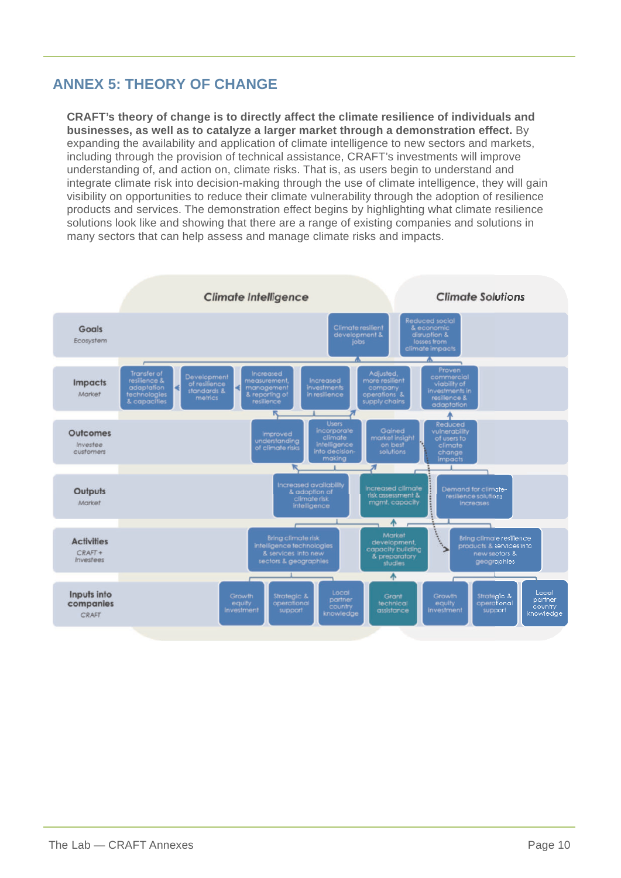## ANNEX 5: THEORY OF CHANGE

**CRAFT's theory of change is to directly affect the climate resilience of individuals and businesses, as well as to catalyze a larger market through a demonstration effect.** By expanding the availability and application of climate intelligence to new sectors and markets, including through the provision of technical assistance, CRAFT's investments will improve understanding of, and action on, climate risks. That is, as users begin to understand and integrate climate risk into decision-making through the use of climate intelligence, they will gain visibility on opportunities to reduce their climate vulnerability through the adoption of resilience products and services. The demonstration effect begins by highlighting what climate resilience solutions look like and showing that there are a range of existing companies and solutions in many sectors that can help assess and manage climate risks and impacts.

**Climate Intelligence** | **Climate Solutions**

**Goals** *Ecosystem*
- Climate resilient development & jobs
- Reduced social & economic disruption & losses from climate impacts

**Impacts** *Market*
- Transfer of resilience & adaptation technologies & capacities
- Development of resilience standards & metrics
- Increased measurement, management & reporting of resilience
- Increased investments in resilience
- Adjusted, more resilient company operations & supply chains
- Proven commercial viability of investments in resilience & adaptation

**Outcomes** *Investee customers*
- Improved understanding of climate risks
- Users incorporate climate intelligence into decision-making
- Gained market insight on best solutions
- Reduced vulnerability of users to climate change impacts

**Outputs** *Market*
- Increased availability & adoption of climate risk intelligence
- Increased climate risk assessment & mgmt. capacity
- Demand for climate-resilience solutions increases

**Activities** *CRAFT + Investees*
- Bring climate risk intelligence technologies & services into new sectors & geographies
- Market development, capacity building & preparatory studies
- Bring climate resilience products & services into new sectors & geographies

**Inputs into companies** *CRAFT*
- Growth equity investment
- Strategic & operational support
- Local partner country knowledge
- Grant technical assistance
- Growth equity investment
- Strategic & operational support
- Local partner country knowledge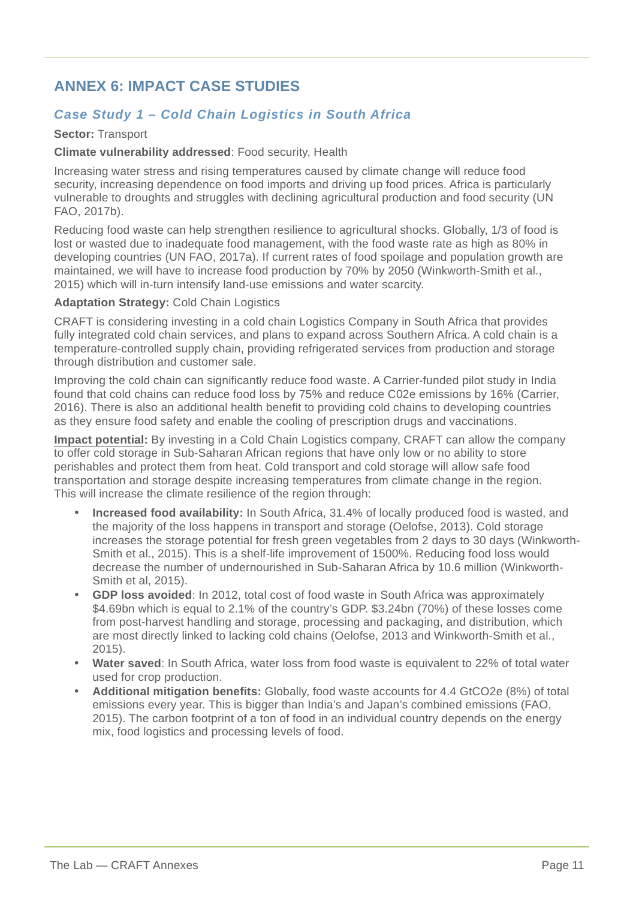## ANNEX 6: IMPACT CASE STUDIES

### *Case Study 1 – Cold Chain Logistics in South Africa*

**Sector:** Transport

**Climate vulnerability addressed**: Food security, Health

Increasing water stress and rising temperatures caused by climate change will reduce food security, increasing dependence on food imports and driving up food prices. Africa is particularly vulnerable to droughts and struggles with declining agricultural production and food security (UN FAO, 2017b).

Reducing food waste can help strengthen resilience to agricultural shocks. Globally, 1/3 of food is lost or wasted due to inadequate food management, with the food waste rate as high as 80% in developing countries (UN FAO, 2017a). If current rates of food spoilage and population growth are maintained, we will have to increase food production by 70% by 2050 (Winkworth-Smith et al., 2015) which will in-turn intensify land-use emissions and water scarcity.

**Adaptation Strategy:** Cold Chain Logistics

CRAFT is considering investing in a cold chain Logistics Company in South Africa that provides fully integrated cold chain services, and plans to expand across Southern Africa. A cold chain is a temperature-controlled supply chain, providing refrigerated services from production and storage through distribution and customer sale.

Improving the cold chain can significantly reduce food waste. A Carrier-funded pilot study in India found that cold chains can reduce food loss by 75% and reduce C02e emissions by 16% (Carrier, 2016). There is also an additional health benefit to providing cold chains to developing countries as they ensure food safety and enable the cooling of prescription drugs and vaccinations.

**Impact potential:** By investing in a Cold Chain Logistics company, CRAFT can allow the company to offer cold storage in Sub-Saharan African regions that have only low or no ability to store perishables and protect them from heat. Cold transport and cold storage will allow safe food transportation and storage despite increasing temperatures from climate change in the region. This will increase the climate resilience of the region through:

- **Increased food availability:** In South Africa, 31.4% of locally produced food is wasted, and the majority of the loss happens in transport and storage (Oelofse, 2013). Cold storage increases the storage potential for fresh green vegetables from 2 days to 30 days (Winkworth-Smith et al., 2015). This is a shelf-life improvement of 1500%. Reducing food loss would decrease the number of undernourished in Sub-Saharan Africa by 10.6 million (Winkworth-Smith et al, 2015).
- **GDP loss avoided**: In 2012, total cost of food waste in South Africa was approximately $4.69bn which is equal to 2.1% of the country's GDP. $3.24bn (70%) of these losses come from post-harvest handling and storage, processing and packaging, and distribution, which are most directly linked to lacking cold chains (Oelofse, 2013 and Winkworth-Smith et al., 2015).
- **Water saved**: In South Africa, water loss from food waste is equivalent to 22% of total water used for crop production.
- **Additional mitigation benefits:** Globally, food waste accounts for 4.4 GtCO2e (8%) of total emissions every year. This is bigger than India's and Japan's combined emissions (FAO, 2015). The carbon footprint of a ton of food in an individual country depends on the energy mix, food logistics and processing levels of food.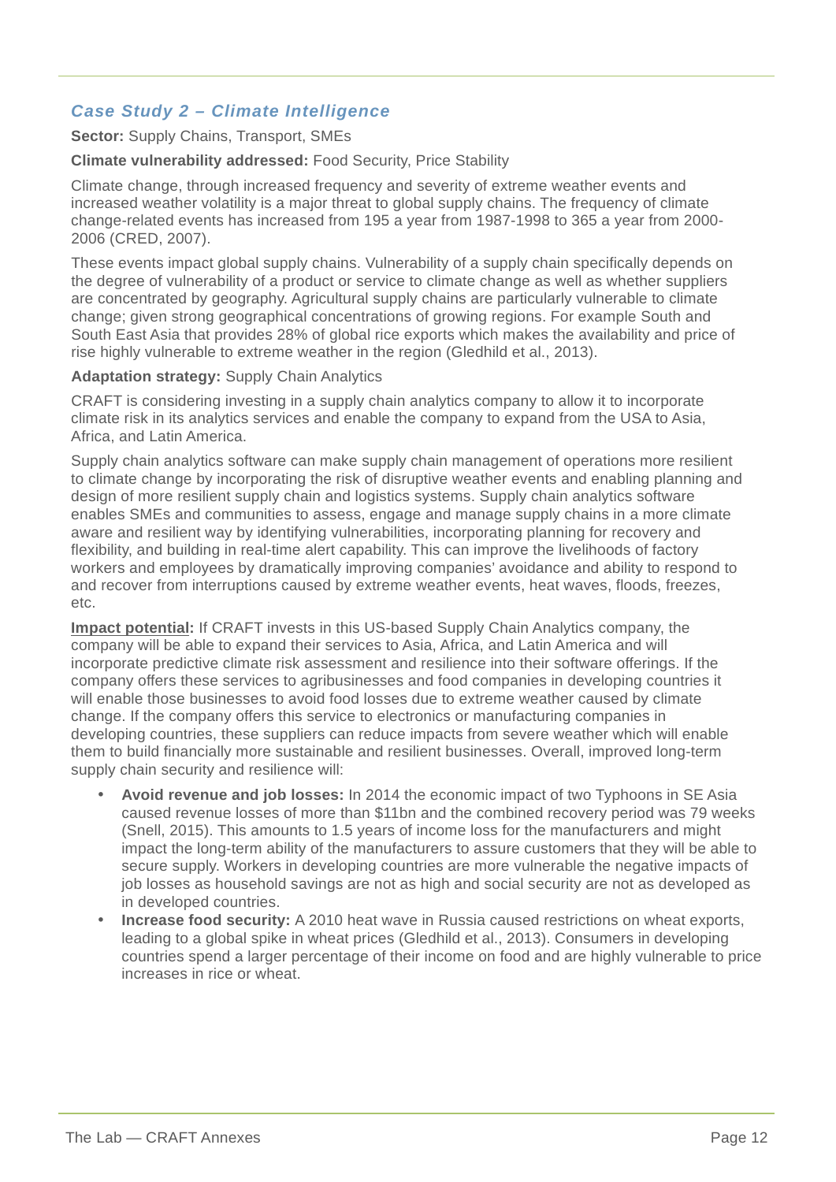### *Case Study 2 – Climate Intelligence*

**Sector:** Supply Chains, Transport, SMEs

**Climate vulnerability addressed:** Food Security, Price Stability

Climate change, through increased frequency and severity of extreme weather events and increased weather volatility is a major threat to global supply chains. The frequency of climate change-related events has increased from 195 a year from 1987-1998 to 365 a year from 2000-2006 (CRED, 2007).

These events impact global supply chains. Vulnerability of a supply chain specifically depends on the degree of vulnerability of a product or service to climate change as well as whether suppliers are concentrated by geography. Agricultural supply chains are particularly vulnerable to climate change; given strong geographical concentrations of growing regions. For example South and South East Asia that provides 28% of global rice exports which makes the availability and price of rise highly vulnerable to extreme weather in the region (Gledhild et al., 2013).

**Adaptation strategy:** Supply Chain Analytics

CRAFT is considering investing in a supply chain analytics company to allow it to incorporate climate risk in its analytics services and enable the company to expand from the USA to Asia, Africa, and Latin America.

Supply chain analytics software can make supply chain management of operations more resilient to climate change by incorporating the risk of disruptive weather events and enabling planning and design of more resilient supply chain and logistics systems. Supply chain analytics software enables SMEs and communities to assess, engage and manage supply chains in a more climate aware and resilient way by identifying vulnerabilities, incorporating planning for recovery and flexibility, and building in real-time alert capability. This can improve the livelihoods of factory workers and employees by dramatically improving companies' avoidance and ability to respond to and recover from interruptions caused by extreme weather events, heat waves, floods, freezes, etc.

**Impact potential:** If CRAFT invests in this US-based Supply Chain Analytics company, the company will be able to expand their services to Asia, Africa, and Latin America and will incorporate predictive climate risk assessment and resilience into their software offerings. If the company offers these services to agribusinesses and food companies in developing countries it will enable those businesses to avoid food losses due to extreme weather caused by climate change. If the company offers this service to electronics or manufacturing companies in developing countries, these suppliers can reduce impacts from severe weather which will enable them to build financially more sustainable and resilient businesses. Overall, improved long-term supply chain security and resilience will:

- **Avoid revenue and job losses:** In 2014 the economic impact of two Typhoons in SE Asia caused revenue losses of more than $11bn and the combined recovery period was 79 weeks (Snell, 2015). This amounts to 1.5 years of income loss for the manufacturers and might impact the long-term ability of the manufacturers to assure customers that they will be able to secure supply. Workers in developing countries are more vulnerable the negative impacts of job losses as household savings are not as high and social security are not as developed as in developed countries.
- **Increase food security:** A 2010 heat wave in Russia caused restrictions on wheat exports, leading to a global spike in wheat prices (Gledhild et al., 2013). Consumers in developing countries spend a larger percentage of their income on food and are highly vulnerable to price increases in rice or wheat.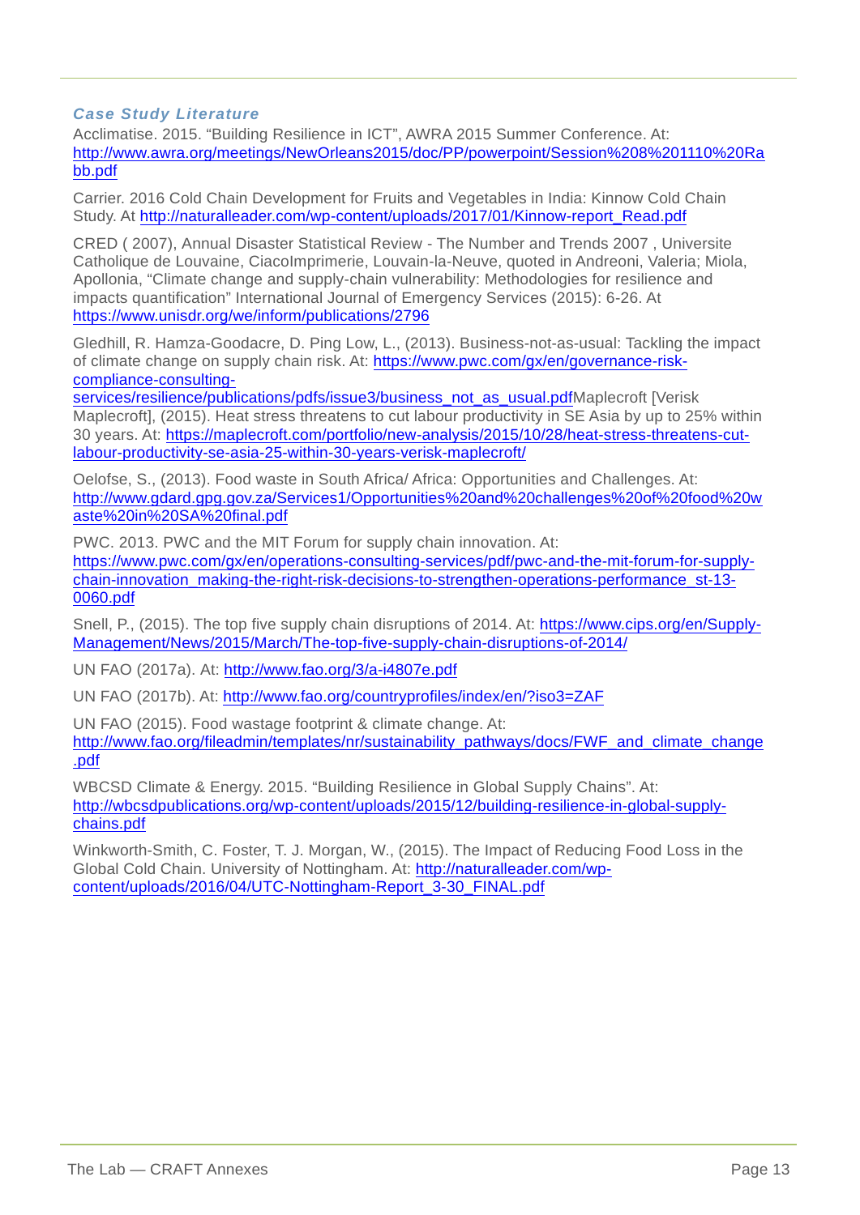### *Case Study Literature*

Acclimatise. 2015. “Building Resilience in ICT”, AWRA 2015 Summer Conference. At: http://www.awra.org/meetings/NewOrleans2015/doc/PP/powerpoint/Session%208%201110%20Rabb.pdf

Carrier. 2016 Cold Chain Development for Fruits and Vegetables in India: Kinnow Cold Chain Study. At http://naturalleader.com/wp-content/uploads/2017/01/Kinnow-report_Read.pdf

CRED ( 2007), Annual Disaster Statistical Review - The Number and Trends 2007 , Universite Catholique de Louvaine, CiacoImprimerie, Louvain-la-Neuve, quoted in Andreoni, Valeria; Miola, Apollonia, “Climate change and supply-chain vulnerability: Methodologies for resilience and impacts quantification” International Journal of Emergency Services (2015): 6-26. At https://www.unisdr.org/we/inform/publications/2796

Gledhill, R. Hamza-Goodacre, D. Ping Low, L., (2013). Business-not-as-usual: Tackling the impact of climate change on supply chain risk. At: https://www.pwc.com/gx/en/governance-risk-compliance-consulting-services/resilience/publications/pdfs/issue3/business_not_as_usual.pdfMaplecroft [Verisk Maplecroft], (2015). Heat stress threatens to cut labour productivity in SE Asia by up to 25% within 30 years. At: https://maplecroft.com/portfolio/new-analysis/2015/10/28/heat-stress-threatens-cut-labour-productivity-se-asia-25-within-30-years-verisk-maplecroft/

Oelofse, S., (2013). Food waste in South Africa/ Africa: Opportunities and Challenges. At: http://www.gdard.gpg.gov.za/Services1/Opportunities%20and%20challenges%20of%20food%20waste%20in%20SA%20final.pdf

PWC. 2013. PWC and the MIT Forum for supply chain innovation. At: https://www.pwc.com/gx/en/operations-consulting-services/pdf/pwc-and-the-mit-forum-for-supply-chain-innovation_making-the-right-risk-decisions-to-strengthen-operations-performance_st-13-0060.pdf

Snell, P., (2015). The top five supply chain disruptions of 2014. At: https://www.cips.org/en/Supply-Management/News/2015/March/The-top-five-supply-chain-disruptions-of-2014/

UN FAO (2017a). At: http://www.fao.org/3/a-i4807e.pdf

UN FAO (2017b). At: http://www.fao.org/countryprofiles/index/en/?iso3=ZAF

UN FAO (2015). Food wastage footprint & climate change. At: http://www.fao.org/fileadmin/templates/nr/sustainability_pathways/docs/FWF_and_climate_change.pdf

WBCSD Climate & Energy. 2015. “Building Resilience in Global Supply Chains”. At: http://wbcsdpublications.org/wp-content/uploads/2015/12/building-resilience-in-global-supply-chains.pdf

Winkworth-Smith, C. Foster, T. J. Morgan, W., (2015). The Impact of Reducing Food Loss in the Global Cold Chain. University of Nottingham. At: http://naturalleader.com/wp-content/uploads/2016/04/UTC-Nottingham-Report_3-30_FINAL.pdf